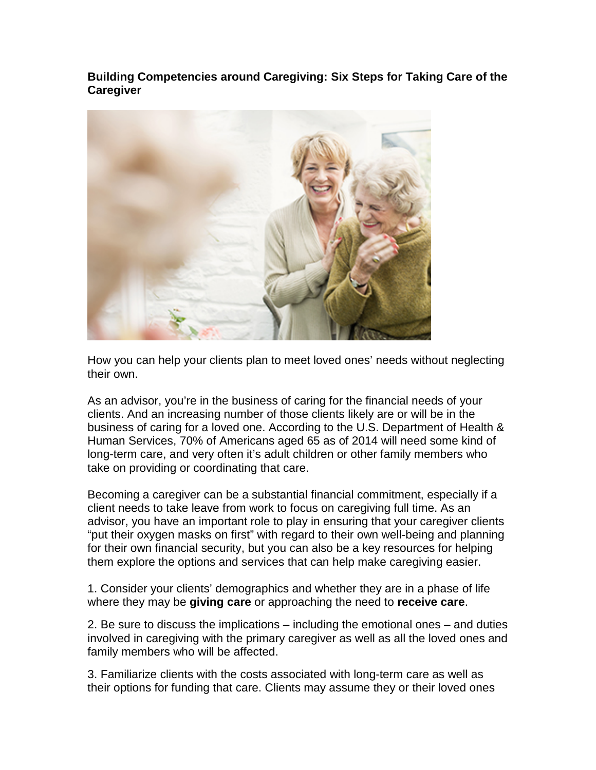**Building Competencies around Caregiving: Six Steps for Taking Care of the Caregiver**

How you can help your clients plan to meet loved ones' needs without neglecting their own.

As an advisor, you're in the business of caring for the financial needs of your clients. And an increasing number of those clients likely are or will be in the business of caring for a loved one. According to the U.S. Department of Health & Human Services, 70% of Americans aged 65 as of 2014 will need some kind of long-term care, and very often it's adult children or other family members who take on providing or coordinating that care.

Becoming a caregiver can be a substantial financial commitment, especially if a client needs to take leave from work to focus on caregiving full time. As an advisor, you have an important role to play in ensuring that your caregiver clients "put their oxygen masks on first" with regard to their own well-being and planning for their own financial security, but you can also be a key resources for helping them explore the options and services that can help make caregiving easier.

1. Consider your clients' demographics and whether they are in a phase of life where they may be **giving care** or approaching the need to **receive care**.

2. Be sure to discuss the implications – including the emotional ones – and duties involved in caregiving with the primary caregiver as well as all the loved ones and family members who will be affected.

3. Familiarize clients with the costs associated with long-term care as well as their options for funding that care. Clients may assume they or their loved ones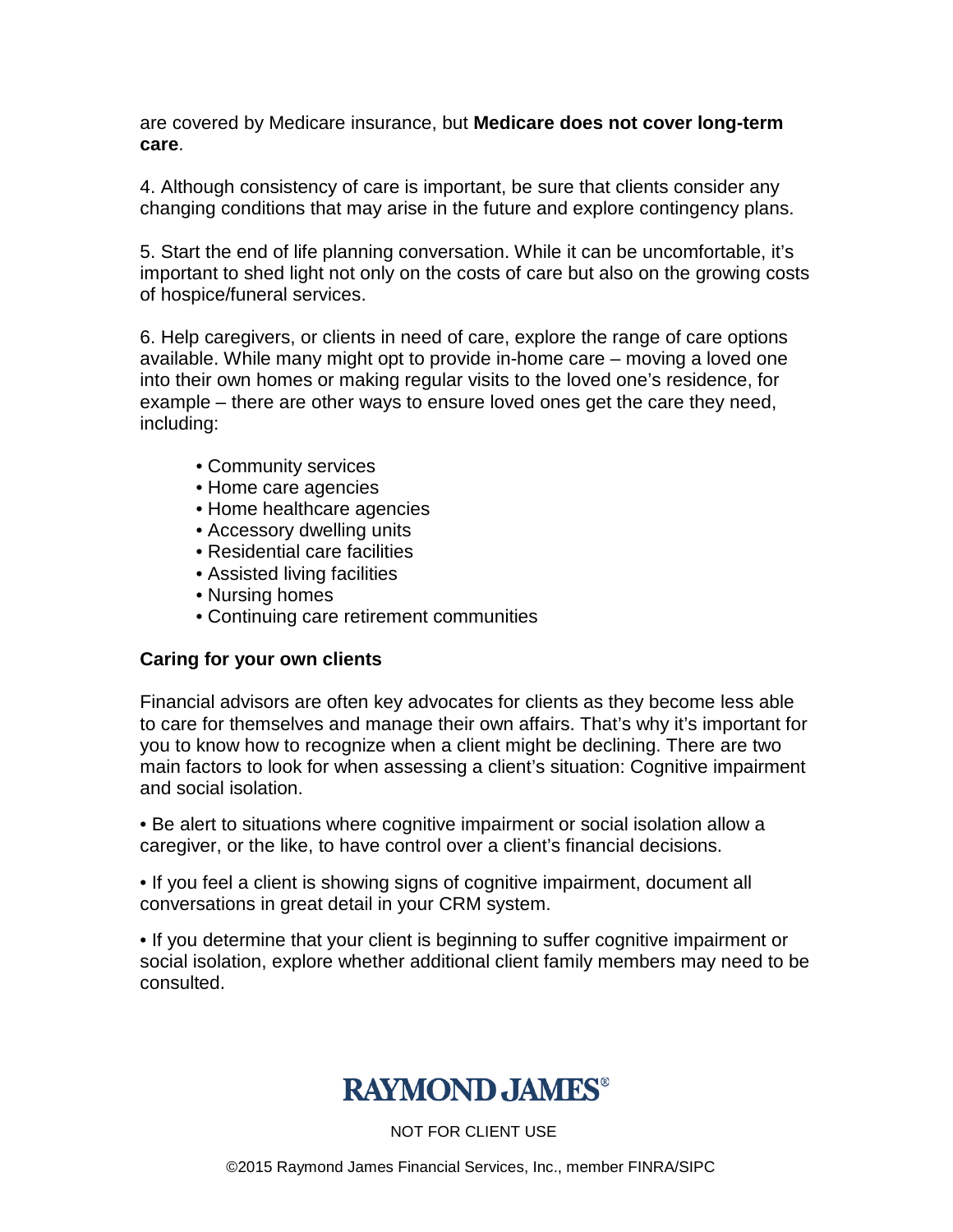are covered by Medicare insurance, but **Medicare does not cover long-term care**.

4. Although consistency of care is important, be sure that clients consider any changing conditions that may arise in the future and explore contingency plans.

5. Start the end of life planning conversation. While it can be uncomfortable, it's important to shed light not only on the costs of care but also on the growing costs of hospice/funeral services.

6. Help caregivers, or clients in need of care, explore the range of care options available. While many might opt to provide in-home care – moving a loved one into their own homes or making regular visits to the loved one's residence, for example – there are other ways to ensure loved ones get the care they need, including:

- Community services
- Home care agencies
- Home healthcare agencies
- Accessory dwelling units
- Residential care facilities
- Assisted living facilities
- Nursing homes
- Continuing care retirement communities

**Caring for your own clients**

Financial advisors are often key advocates for clients as they become less able to care for themselves and manage their own affairs. That's why it's important for you to know how to recognize when a client might be declining. There are two main factors to look for when assessing a client's situation: Cognitive impairment and social isolation.

- Be alert to situations where cognitive impairment or social isolation allow a caregiver, or the like, to have control over a client's financial decisions.

- If you feel a client is showing signs of cognitive impairment, document all conversations in great detail in your CRM system.

- If you determine that your client is beginning to suffer cognitive impairment or social isolation, explore whether additional client family members may need to be consulted.

RAYMOND JAMES®

NOT FOR CLIENT USE

©2015 Raymond James Financial Services, Inc., member FINRA/SIPC